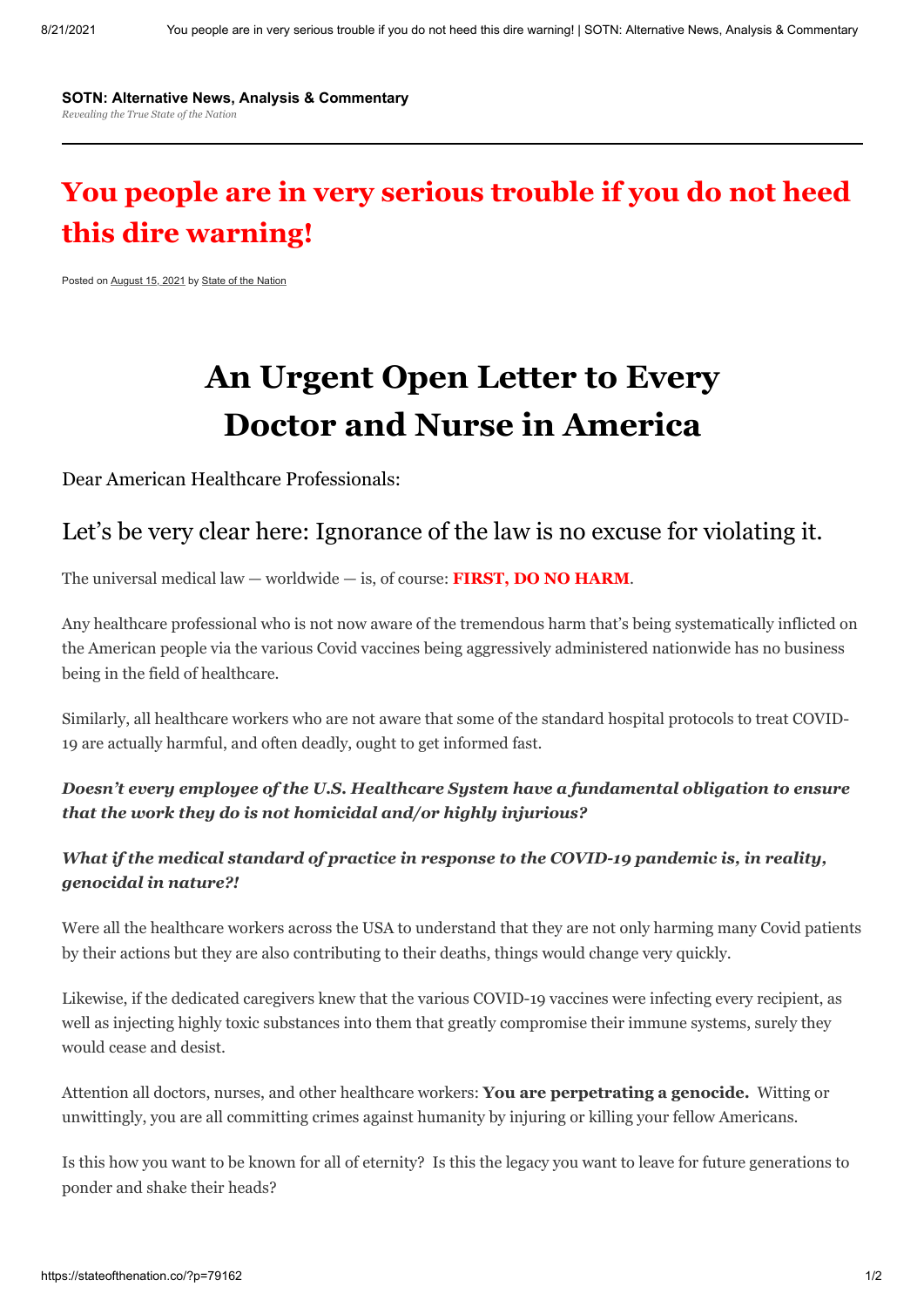**SOTN: Alternative News, Analysis & Commentary**
*Revealing the True State of the Nation*

# You people are in very serious trouble if you do not heed this dire warning!

Posted on August 15, 2021 by State of the Nation

# An Urgent Open Letter to Every Doctor and Nurse in America

Dear American Healthcare Professionals:

## Let's be very clear here: Ignorance of the law is no excuse for violating it.

The universal medical law — worldwide — is, of course: **FIRST, DO NO HARM**.

Any healthcare professional who is not now aware of the tremendous harm that's being systematically inflicted on the American people via the various Covid vaccines being aggressively administered nationwide has no business being in the field of healthcare.

Similarly, all healthcare workers who are not aware that some of the standard hospital protocols to treat COVID-19 are actually harmful, and often deadly, ought to get informed fast.

***Doesn't every employee of the U.S. Healthcare System have a fundamental obligation to ensure that the work they do is not homicidal and/or highly injurious?***

***What if the medical standard of practice in response to the COVID-19 pandemic is, in reality, genocidal in nature?!***

Were all the healthcare workers across the USA to understand that they are not only harming many Covid patients by their actions but they are also contributing to their deaths, things would change very quickly.

Likewise, if the dedicated caregivers knew that the various COVID-19 vaccines were infecting every recipient, as well as injecting highly toxic substances into them that greatly compromise their immune systems, surely they would cease and desist.

Attention all doctors, nurses, and other healthcare workers: **You are perpetrating a genocide.** Witting or unwittingly, you are all committing crimes against humanity by injuring or killing your fellow Americans.

Is this how you want to be known for all of eternity? Is this the legacy you want to leave for future generations to ponder and shake their heads?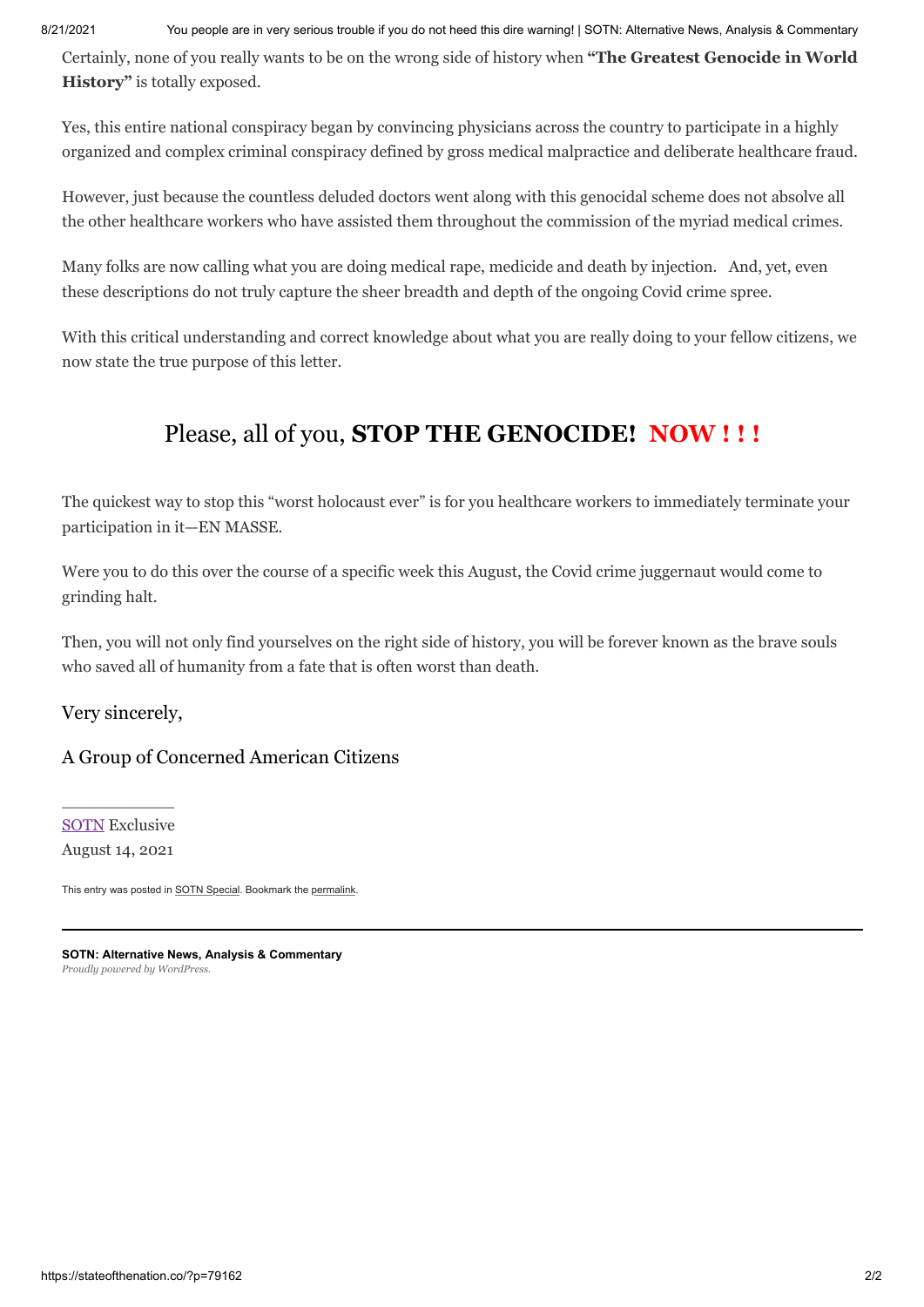Certainly, none of you really wants to be on the wrong side of history when **"The Greatest Genocide in World History"** is totally exposed.

Yes, this entire national conspiracy began by convincing physicians across the country to participate in a highly organized and complex criminal conspiracy defined by gross medical malpractice and deliberate healthcare fraud.

However, just because the countless deluded doctors went along with this genocidal scheme does not absolve all the other healthcare workers who have assisted them throughout the commission of the myriad medical crimes.

Many folks are now calling what you are doing medical rape, medicide and death by injection. And, yet, even these descriptions do not truly capture the sheer breadth and depth of the ongoing Covid crime spree.

With this critical understanding and correct knowledge about what you are really doing to your fellow citizens, we now state the true purpose of this letter.

## Please, all of you, **STOP THE GENOCIDE! NOW ! ! !**

The quickest way to stop this "worst holocaust ever" is for you healthcare workers to immediately terminate your participation in it—EN MASSE.

Were you to do this over the course of a specific week this August, the Covid crime juggernaut would come to grinding halt.

Then, you will not only find yourselves on the right side of history, you will be forever known as the brave souls who saved all of humanity from a fate that is often worst than death.

Very sincerely,

A Group of Concerned American Citizens

---

SOTN Exclusive
August 14, 2021

This entry was posted in SOTN Special. Bookmark the permalink.

---

**SOTN: Alternative News, Analysis & Commentary**
*Proudly powered by WordPress.*